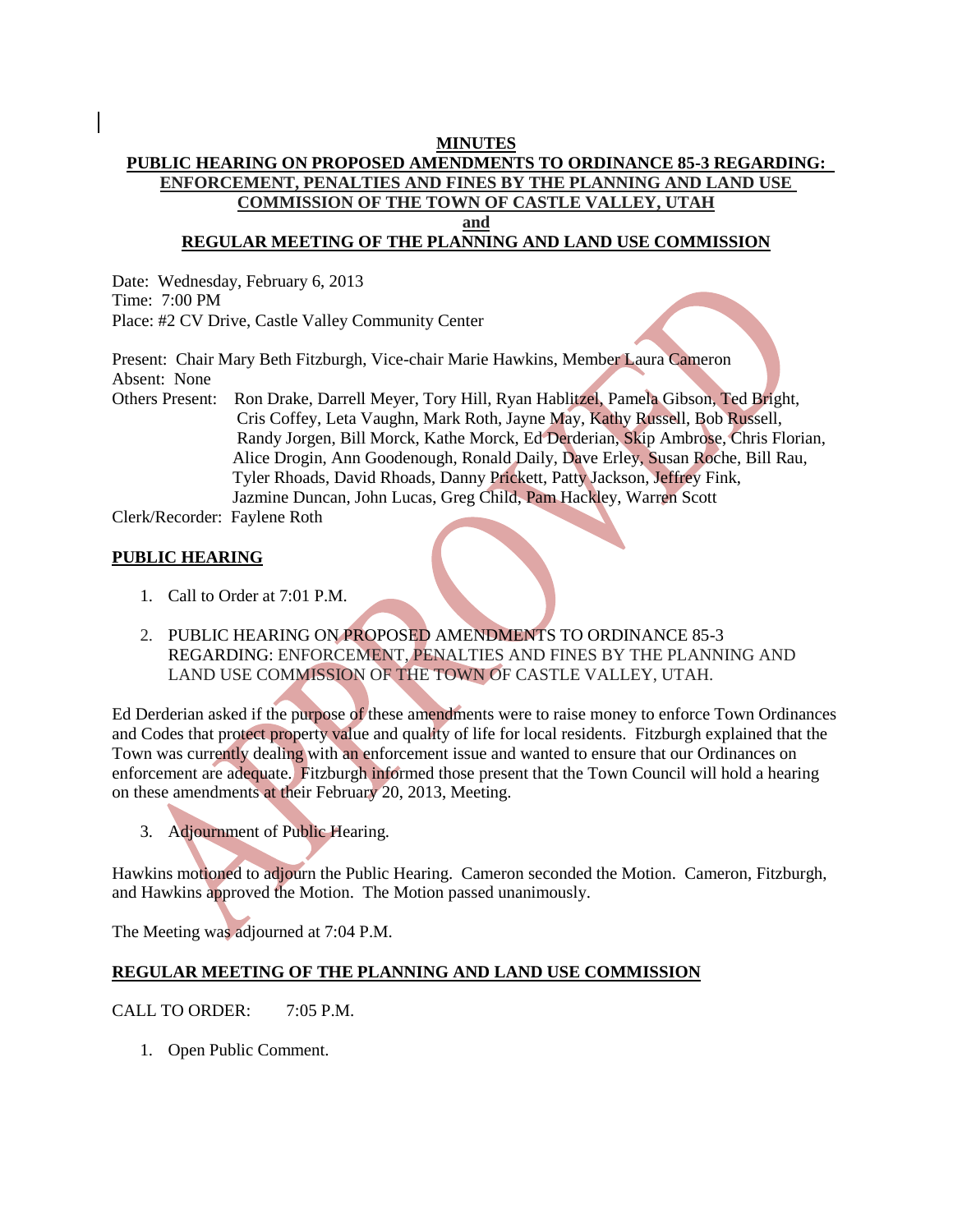**MINUTES**

**PUBLIC HEARING ON PROPOSED AMENDMENTS TO ORDINANCE 85-3 REGARDING: ENFORCEMENT, PENALTIES AND FINES BY THE PLANNING AND LAND USE COMMISSION OF THE TOWN OF CASTLE VALLEY, UTAH**

**and**

**REGULAR MEETING OF THE PLANNING AND LAND USE COMMISSION**

Date: Wednesday, February 6, 2013
Time: 7:00 PM
Place: #2 CV Drive, Castle Valley Community Center

Present: Chair Mary Beth Fitzburgh, Vice-chair Marie Hawkins, Member Laura Cameron
Absent: None
Others Present: Ron Drake, Darrell Meyer, Tory Hill, Ryan Hablitzel, Pamela Gibson, Ted Bright, Cris Coffey, Leta Vaughn, Mark Roth, Jayne May, Kathy Russell, Bob Russell, Randy Jorgen, Bill Morck, Kathe Morck, Ed Derderian, Skip Ambrose, Chris Florian, Alice Drogin, Ann Goodenough, Ronald Daily, Dave Erley, Susan Roche, Bill Rau, Tyler Rhoads, David Rhoads, Danny Prickett, Patty Jackson, Jeffrey Fink, Jazmine Duncan, John Lucas, Greg Child, Pam Hackley, Warren Scott
Clerk/Recorder: Faylene Roth

## PUBLIC HEARING

1. Call to Order at 7:01 P.M.

2. PUBLIC HEARING ON PROPOSED AMENDMENTS TO ORDINANCE 85-3 REGARDING: ENFORCEMENT, PENALTIES AND FINES BY THE PLANNING AND LAND USE COMMISSION OF THE TOWN OF CASTLE VALLEY, UTAH.

Ed Derderian asked if the purpose of these amendments were to raise money to enforce Town Ordinances and Codes that protect property value and quality of life for local residents. Fitzburgh explained that the Town was currently dealing with an enforcement issue and wanted to ensure that our Ordinances on enforcement are adequate. Fitzburgh informed those present that the Town Council will hold a hearing on these amendments at their February 20, 2013, Meeting.

3. Adjournment of Public Hearing.

Hawkins motioned to adjourn the Public Hearing. Cameron seconded the Motion. Cameron, Fitzburgh, and Hawkins approved the Motion. The Motion passed unanimously.

The Meeting was adjourned at 7:04 P.M.

## REGULAR MEETING OF THE PLANNING AND LAND USE COMMISSION

CALL TO ORDER: 7:05 P.M.

1. Open Public Comment.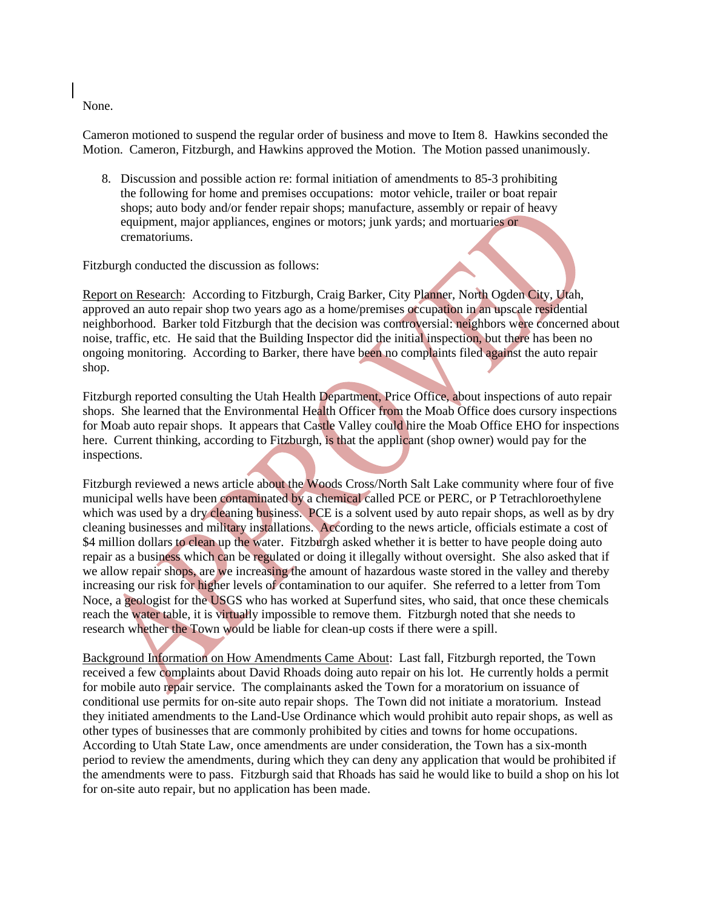None.

Cameron motioned to suspend the regular order of business and move to Item 8. Hawkins seconded the Motion. Cameron, Fitzburgh, and Hawkins approved the Motion. The Motion passed unanimously.

8. Discussion and possible action re: formal initiation of amendments to 85-3 prohibiting the following for home and premises occupations: motor vehicle, trailer or boat repair shops; auto body and/or fender repair shops; manufacture, assembly or repair of heavy equipment, major appliances, engines or motors; junk yards; and mortuaries or crematoriums.

Fitzburgh conducted the discussion as follows:

Report on Research: According to Fitzburgh, Craig Barker, City Planner, North Ogden City, Utah, approved an auto repair shop two years ago as a home/premises occupation in an upscale residential neighborhood. Barker told Fitzburgh that the decision was controversial: neighbors were concerned about noise, traffic, etc. He said that the Building Inspector did the initial inspection, but there has been no ongoing monitoring. According to Barker, there have been no complaints filed against the auto repair shop.

Fitzburgh reported consulting the Utah Health Department, Price Office, about inspections of auto repair shops. She learned that the Environmental Health Officer from the Moab Office does cursory inspections for Moab auto repair shops. It appears that Castle Valley could hire the Moab Office EHO for inspections here. Current thinking, according to Fitzburgh, is that the applicant (shop owner) would pay for the inspections.

Fitzburgh reviewed a news article about the Woods Cross/North Salt Lake community where four of five municipal wells have been contaminated by a chemical called PCE or PERC, or P Tetrachloroethylene which was used by a dry cleaning business. PCE is a solvent used by auto repair shops, as well as by dry cleaning businesses and military installations. According to the news article, officials estimate a cost of $4 million dollars to clean up the water. Fitzburgh asked whether it is better to have people doing auto repair as a business which can be regulated or doing it illegally without oversight. She also asked that if we allow repair shops, are we increasing the amount of hazardous waste stored in the valley and thereby increasing our risk for higher levels of contamination to our aquifer. She referred to a letter from Tom Noce, a geologist for the USGS who has worked at Superfund sites, who said, that once these chemicals reach the water table, it is virtually impossible to remove them. Fitzburgh noted that she needs to research whether the Town would be liable for clean-up costs if there were a spill.

Background Information on How Amendments Came About: Last fall, Fitzburgh reported, the Town received a few complaints about David Rhoads doing auto repair on his lot. He currently holds a permit for mobile auto repair service. The complainants asked the Town for a moratorium on issuance of conditional use permits for on-site auto repair shops. The Town did not initiate a moratorium. Instead they initiated amendments to the Land-Use Ordinance which would prohibit auto repair shops, as well as other types of businesses that are commonly prohibited by cities and towns for home occupations. According to Utah State Law, once amendments are under consideration, the Town has a six-month period to review the amendments, during which they can deny any application that would be prohibited if the amendments were to pass. Fitzburgh said that Rhoads has said he would like to build a shop on his lot for on-site auto repair, but no application has been made.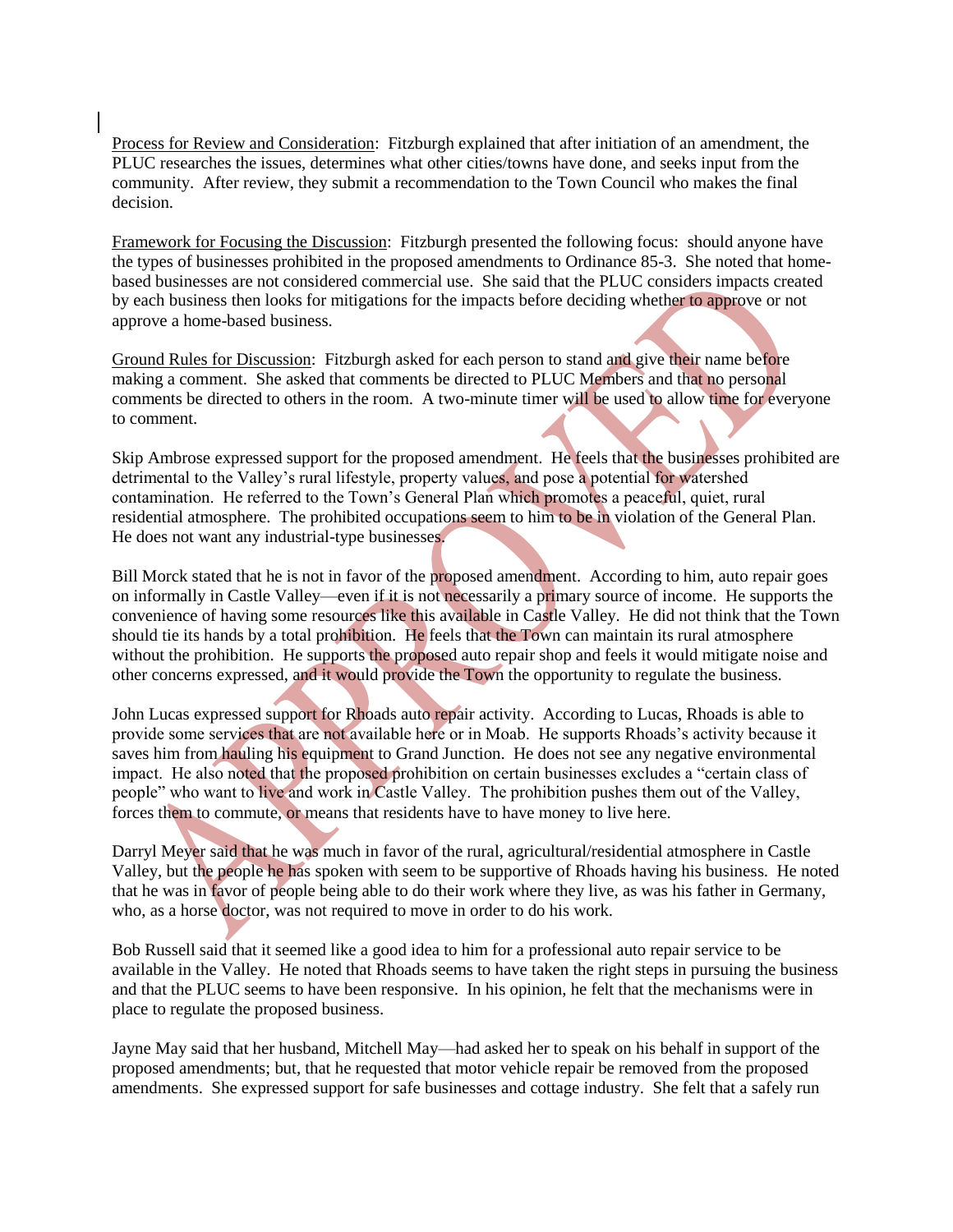Process for Review and Consideration: Fitzburgh explained that after initiation of an amendment, the PLUC researches the issues, determines what other cities/towns have done, and seeks input from the community. After review, they submit a recommendation to the Town Council who makes the final decision.

Framework for Focusing the Discussion: Fitzburgh presented the following focus: should anyone have the types of businesses prohibited in the proposed amendments to Ordinance 85-3. She noted that home-based businesses are not considered commercial use. She said that the PLUC considers impacts created by each business then looks for mitigations for the impacts before deciding whether to approve or not approve a home-based business.

Ground Rules for Discussion: Fitzburgh asked for each person to stand and give their name before making a comment. She asked that comments be directed to PLUC Members and that no personal comments be directed to others in the room. A two-minute timer will be used to allow time for everyone to comment.

Skip Ambrose expressed support for the proposed amendment. He feels that the businesses prohibited are detrimental to the Valley's rural lifestyle, property values, and pose a potential for watershed contamination. He referred to the Town's General Plan which promotes a peaceful, quiet, rural residential atmosphere. The prohibited occupations seem to him to be in violation of the General Plan. He does not want any industrial-type businesses.

Bill Morck stated that he is not in favor of the proposed amendment. According to him, auto repair goes on informally in Castle Valley—even if it is not necessarily a primary source of income. He supports the convenience of having some resources like this available in Castle Valley. He did not think that the Town should tie its hands by a total prohibition. He feels that the Town can maintain its rural atmosphere without the prohibition. He supports the proposed auto repair shop and feels it would mitigate noise and other concerns expressed, and it would provide the Town the opportunity to regulate the business.

John Lucas expressed support for Rhoads auto repair activity. According to Lucas, Rhoads is able to provide some services that are not available here or in Moab. He supports Rhoads's activity because it saves him from hauling his equipment to Grand Junction. He does not see any negative environmental impact. He also noted that the proposed prohibition on certain businesses excludes a "certain class of people" who want to live and work in Castle Valley. The prohibition pushes them out of the Valley, forces them to commute, or means that residents have to have money to live here.

Darryl Meyer said that he was much in favor of the rural, agricultural/residential atmosphere in Castle Valley, but the people he has spoken with seem to be supportive of Rhoads having his business. He noted that he was in favor of people being able to do their work where they live, as was his father in Germany, who, as a horse doctor, was not required to move in order to do his work.

Bob Russell said that it seemed like a good idea to him for a professional auto repair service to be available in the Valley. He noted that Rhoads seems to have taken the right steps in pursuing the business and that the PLUC seems to have been responsive. In his opinion, he felt that the mechanisms were in place to regulate the proposed business.

Jayne May said that her husband, Mitchell May—had asked her to speak on his behalf in support of the proposed amendments; but, that he requested that motor vehicle repair be removed from the proposed amendments. She expressed support for safe businesses and cottage industry. She felt that a safely run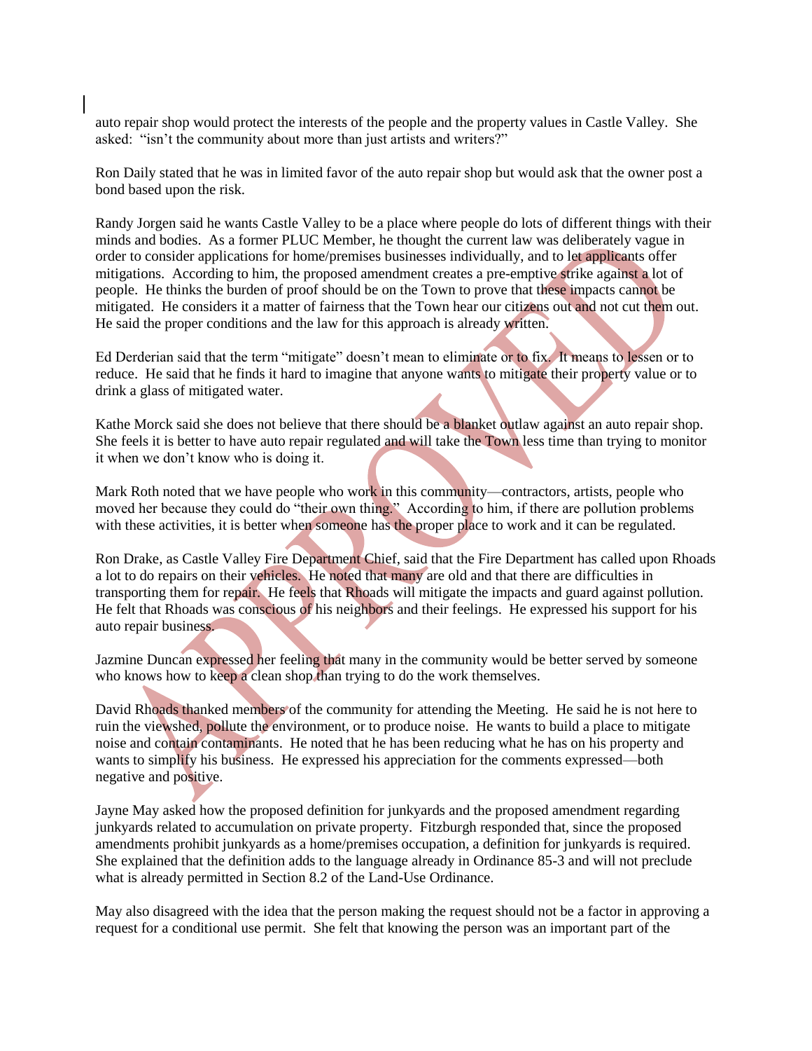auto repair shop would protect the interests of the people and the property values in Castle Valley. She asked: "isn't the community about more than just artists and writers?"

Ron Daily stated that he was in limited favor of the auto repair shop but would ask that the owner post a bond based upon the risk.

Randy Jorgen said he wants Castle Valley to be a place where people do lots of different things with their minds and bodies. As a former PLUC Member, he thought the current law was deliberately vague in order to consider applications for home/premises businesses individually, and to let applicants offer mitigations. According to him, the proposed amendment creates a pre-emptive strike against a lot of people. He thinks the burden of proof should be on the Town to prove that these impacts cannot be mitigated. He considers it a matter of fairness that the Town hear our citizens out and not cut them out. He said the proper conditions and the law for this approach is already written.

Ed Derderian said that the term "mitigate" doesn't mean to eliminate or to fix. It means to lessen or to reduce. He said that he finds it hard to imagine that anyone wants to mitigate their property value or to drink a glass of mitigated water.

Kathe Morck said she does not believe that there should be a blanket outlaw against an auto repair shop. She feels it is better to have auto repair regulated and will take the Town less time than trying to monitor it when we don't know who is doing it.

Mark Roth noted that we have people who work in this community—contractors, artists, people who moved her because they could do "their own thing." According to him, if there are pollution problems with these activities, it is better when someone has the proper place to work and it can be regulated.

Ron Drake, as Castle Valley Fire Department Chief, said that the Fire Department has called upon Rhoads a lot to do repairs on their vehicles. He noted that many are old and that there are difficulties in transporting them for repair. He feels that Rhoads will mitigate the impacts and guard against pollution. He felt that Rhoads was conscious of his neighbors and their feelings. He expressed his support for his auto repair business.

Jazmine Duncan expressed her feeling that many in the community would be better served by someone who knows how to keep a clean shop than trying to do the work themselves.

David Rhoads thanked members of the community for attending the Meeting. He said he is not here to ruin the viewshed, pollute the environment, or to produce noise. He wants to build a place to mitigate noise and contain contaminants. He noted that he has been reducing what he has on his property and wants to simplify his business. He expressed his appreciation for the comments expressed—both negative and positive.

Jayne May asked how the proposed definition for junkyards and the proposed amendment regarding junkyards related to accumulation on private property. Fitzburgh responded that, since the proposed amendments prohibit junkyards as a home/premises occupation, a definition for junkyards is required. She explained that the definition adds to the language already in Ordinance 85-3 and will not preclude what is already permitted in Section 8.2 of the Land-Use Ordinance.

May also disagreed with the idea that the person making the request should not be a factor in approving a request for a conditional use permit. She felt that knowing the person was an important part of the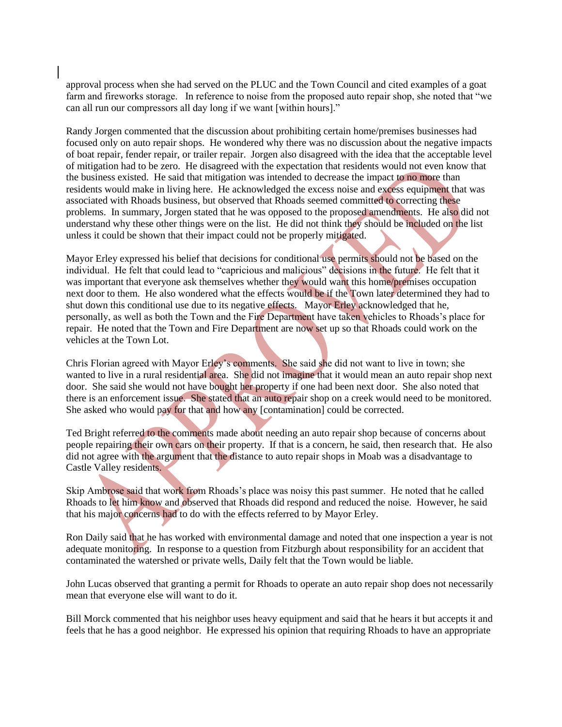approval process when she had served on the PLUC and the Town Council and cited examples of a goat farm and fireworks storage. In reference to noise from the proposed auto repair shop, she noted that "we can all run our compressors all day long if we want [within hours]."

Randy Jorgen commented that the discussion about prohibiting certain home/premises businesses had focused only on auto repair shops. He wondered why there was no discussion about the negative impacts of boat repair, fender repair, or trailer repair. Jorgen also disagreed with the idea that the acceptable level of mitigation had to be zero. He disagreed with the expectation that residents would not even know that the business existed. He said that mitigation was intended to decrease the impact to no more than residents would make in living here. He acknowledged the excess noise and excess equipment that was associated with Rhoads business, but observed that Rhoads seemed committed to correcting these problems. In summary, Jorgen stated that he was opposed to the proposed amendments. He also did not understand why these other things were on the list. He did not think they should be included on the list unless it could be shown that their impact could not be properly mitigated.

Mayor Erley expressed his belief that decisions for conditional use permits should not be based on the individual. He felt that could lead to "capricious and malicious" decisions in the future. He felt that it was important that everyone ask themselves whether they would want this home/premises occupation next door to them. He also wondered what the effects would be if the Town later determined they had to shut down this conditional use due to its negative effects. Mayor Erley acknowledged that he, personally, as well as both the Town and the Fire Department have taken vehicles to Rhoads's place for repair. He noted that the Town and Fire Department are now set up so that Rhoads could work on the vehicles at the Town Lot.

Chris Florian agreed with Mayor Erley's comments. She said she did not want to live in town; she wanted to live in a rural residential area. She did not imagine that it would mean an auto repair shop next door. She said she would not have bought her property if one had been next door. She also noted that there is an enforcement issue. She stated that an auto repair shop on a creek would need to be monitored. She asked who would pay for that and how any [contamination] could be corrected.

Ted Bright referred to the comments made about needing an auto repair shop because of concerns about people repairing their own cars on their property. If that is a concern, he said, then research that. He also did not agree with the argument that the distance to auto repair shops in Moab was a disadvantage to Castle Valley residents.

Skip Ambrose said that work from Rhoads's place was noisy this past summer. He noted that he called Rhoads to let him know and observed that Rhoads did respond and reduced the noise. However, he said that his major concerns had to do with the effects referred to by Mayor Erley.

Ron Daily said that he has worked with environmental damage and noted that one inspection a year is not adequate monitoring. In response to a question from Fitzburgh about responsibility for an accident that contaminated the watershed or private wells, Daily felt that the Town would be liable.

John Lucas observed that granting a permit for Rhoads to operate an auto repair shop does not necessarily mean that everyone else will want to do it.

Bill Morck commented that his neighbor uses heavy equipment and said that he hears it but accepts it and feels that he has a good neighbor. He expressed his opinion that requiring Rhoads to have an appropriate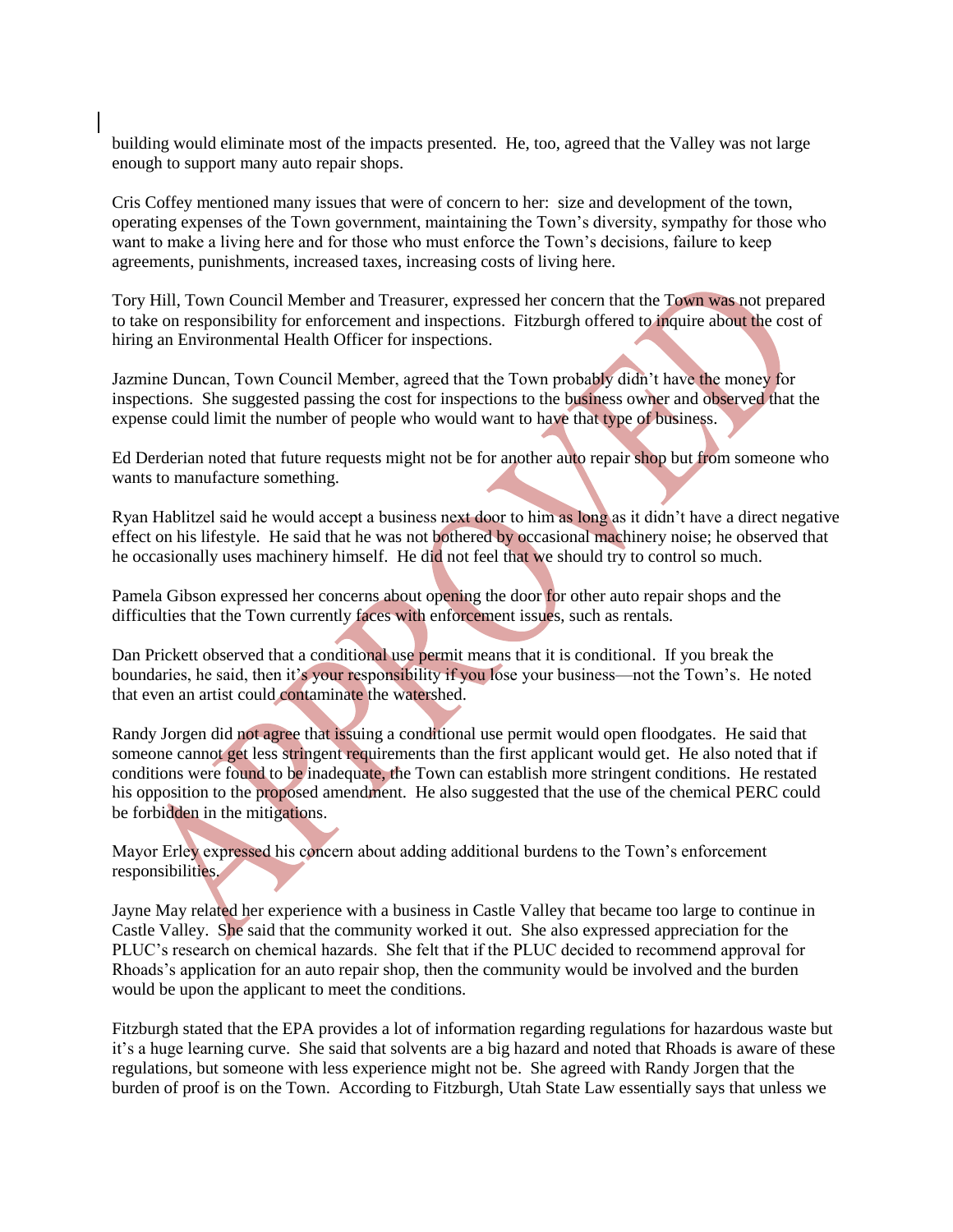building would eliminate most of the impacts presented. He, too, agreed that the Valley was not large enough to support many auto repair shops.

Cris Coffey mentioned many issues that were of concern to her: size and development of the town, operating expenses of the Town government, maintaining the Town's diversity, sympathy for those who want to make a living here and for those who must enforce the Town's decisions, failure to keep agreements, punishments, increased taxes, increasing costs of living here.

Tory Hill, Town Council Member and Treasurer, expressed her concern that the Town was not prepared to take on responsibility for enforcement and inspections. Fitzburgh offered to inquire about the cost of hiring an Environmental Health Officer for inspections.

Jazmine Duncan, Town Council Member, agreed that the Town probably didn't have the money for inspections. She suggested passing the cost for inspections to the business owner and observed that the expense could limit the number of people who would want to have that type of business.

Ed Derderian noted that future requests might not be for another auto repair shop but from someone who wants to manufacture something.

Ryan Hablitzel said he would accept a business next door to him as long as it didn't have a direct negative effect on his lifestyle. He said that he was not bothered by occasional machinery noise; he observed that he occasionally uses machinery himself. He did not feel that we should try to control so much.

Pamela Gibson expressed her concerns about opening the door for other auto repair shops and the difficulties that the Town currently faces with enforcement issues, such as rentals.

Dan Prickett observed that a conditional use permit means that it is conditional. If you break the boundaries, he said, then it's your responsibility if you lose your business—not the Town's. He noted that even an artist could contaminate the watershed.

Randy Jorgen did not agree that issuing a conditional use permit would open floodgates. He said that someone cannot get less stringent requirements than the first applicant would get. He also noted that if conditions were found to be inadequate, the Town can establish more stringent conditions. He restated his opposition to the proposed amendment. He also suggested that the use of the chemical PERC could be forbidden in the mitigations.

Mayor Erley expressed his concern about adding additional burdens to the Town's enforcement responsibilities.

Jayne May related her experience with a business in Castle Valley that became too large to continue in Castle Valley. She said that the community worked it out. She also expressed appreciation for the PLUC's research on chemical hazards. She felt that if the PLUC decided to recommend approval for Rhoads's application for an auto repair shop, then the community would be involved and the burden would be upon the applicant to meet the conditions.

Fitzburgh stated that the EPA provides a lot of information regarding regulations for hazardous waste but it's a huge learning curve. She said that solvents are a big hazard and noted that Rhoads is aware of these regulations, but someone with less experience might not be. She agreed with Randy Jorgen that the burden of proof is on the Town. According to Fitzburgh, Utah State Law essentially says that unless we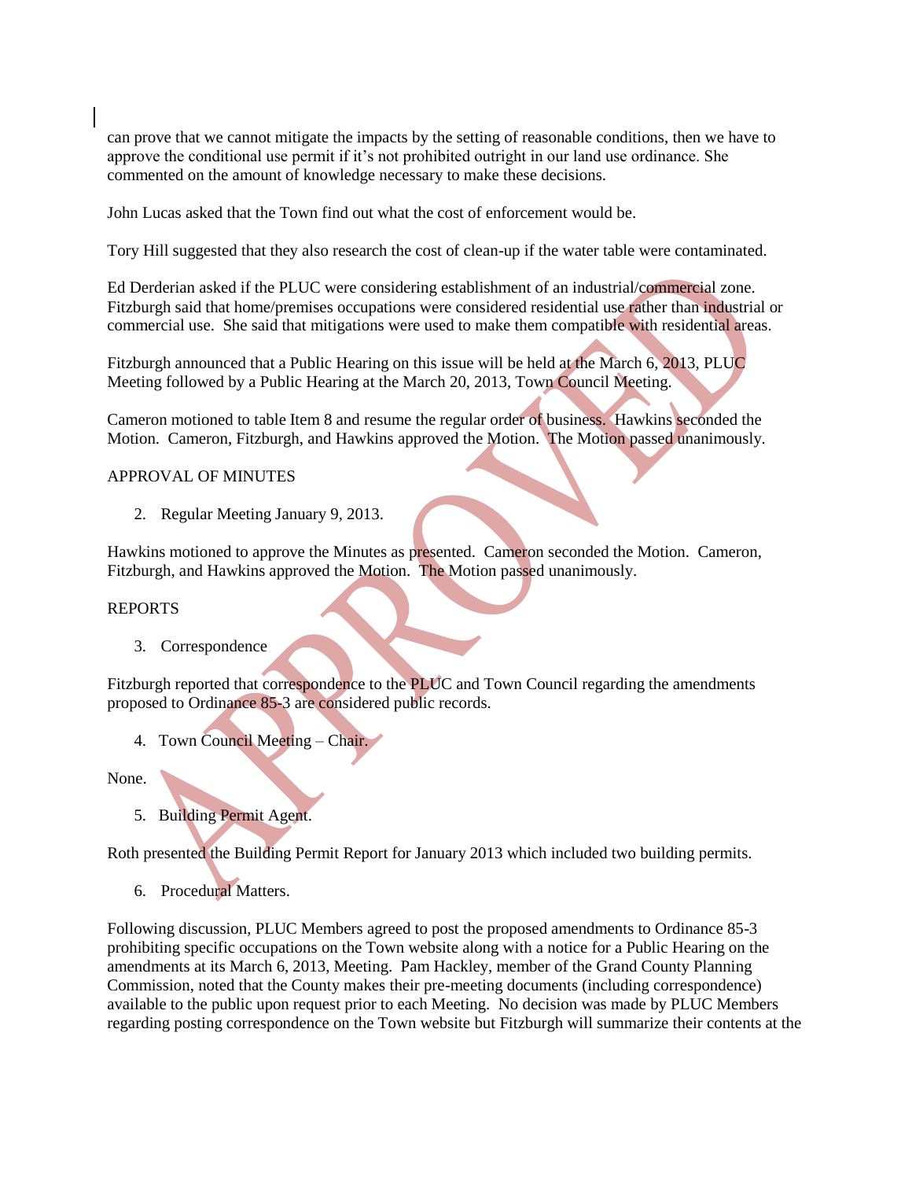can prove that we cannot mitigate the impacts by the setting of reasonable conditions, then we have to approve the conditional use permit if it's not prohibited outright in our land use ordinance. She commented on the amount of knowledge necessary to make these decisions.

John Lucas asked that the Town find out what the cost of enforcement would be.

Tory Hill suggested that they also research the cost of clean-up if the water table were contaminated.

Ed Derderian asked if the PLUC were considering establishment of an industrial/commercial zone. Fitzburgh said that home/premises occupations were considered residential use rather than industrial or commercial use. She said that mitigations were used to make them compatible with residential areas.

Fitzburgh announced that a Public Hearing on this issue will be held at the March 6, 2013, PLUC Meeting followed by a Public Hearing at the March 20, 2013, Town Council Meeting.

Cameron motioned to table Item 8 and resume the regular order of business. Hawkins seconded the Motion. Cameron, Fitzburgh, and Hawkins approved the Motion. The Motion passed unanimously.

APPROVAL OF MINUTES

2. Regular Meeting January 9, 2013.

Hawkins motioned to approve the Minutes as presented. Cameron seconded the Motion. Cameron, Fitzburgh, and Hawkins approved the Motion. The Motion passed unanimously.

REPORTS

3. Correspondence

Fitzburgh reported that correspondence to the PLUC and Town Council regarding the amendments proposed to Ordinance 85-3 are considered public records.

4. Town Council Meeting – Chair.

None.

5. Building Permit Agent.

Roth presented the Building Permit Report for January 2013 which included two building permits.

6. Procedural Matters.

Following discussion, PLUC Members agreed to post the proposed amendments to Ordinance 85-3 prohibiting specific occupations on the Town website along with a notice for a Public Hearing on the amendments at its March 6, 2013, Meeting. Pam Hackley, member of the Grand County Planning Commission, noted that the County makes their pre-meeting documents (including correspondence) available to the public upon request prior to each Meeting. No decision was made by PLUC Members regarding posting correspondence on the Town website but Fitzburgh will summarize their contents at the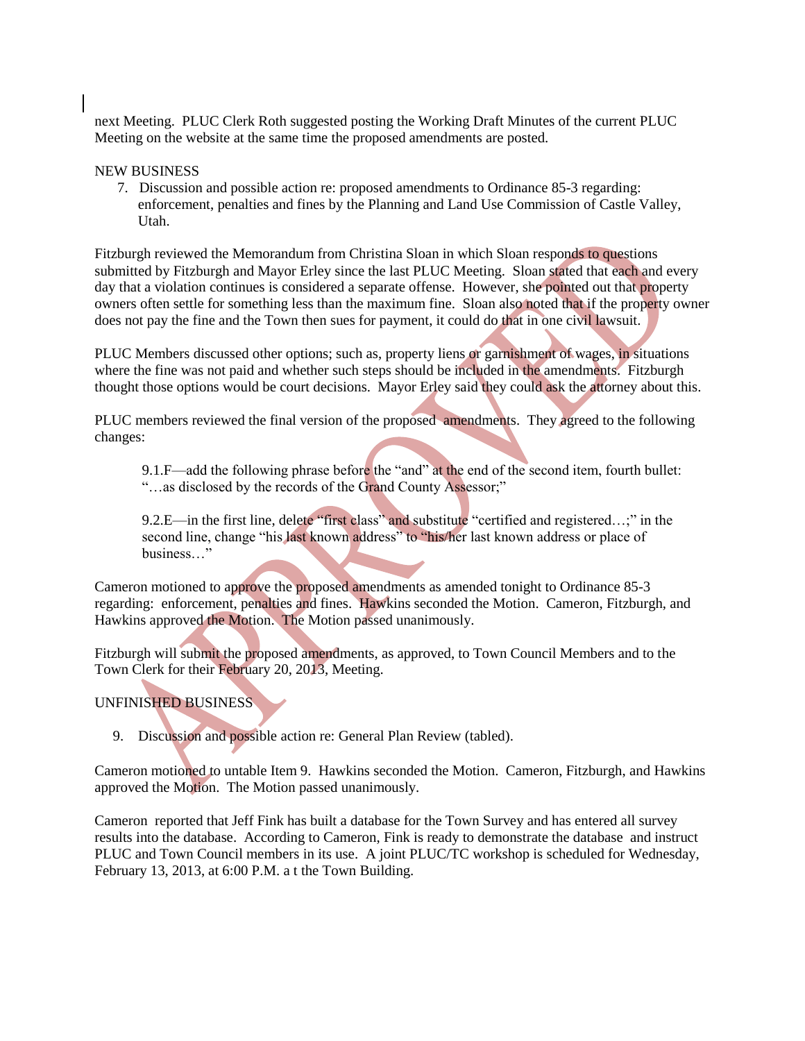next Meeting. PLUC Clerk Roth suggested posting the Working Draft Minutes of the current PLUC Meeting on the website at the same time the proposed amendments are posted.

NEW BUSINESS

7. Discussion and possible action re: proposed amendments to Ordinance 85-3 regarding: enforcement, penalties and fines by the Planning and Land Use Commission of Castle Valley, Utah.

Fitzburgh reviewed the Memorandum from Christina Sloan in which Sloan responds to questions submitted by Fitzburgh and Mayor Erley since the last PLUC Meeting. Sloan stated that each and every day that a violation continues is considered a separate offense. However, she pointed out that property owners often settle for something less than the maximum fine. Sloan also noted that if the property owner does not pay the fine and the Town then sues for payment, it could do that in one civil lawsuit.

PLUC Members discussed other options; such as, property liens or garnishment of wages, in situations where the fine was not paid and whether such steps should be included in the amendments. Fitzburgh thought those options would be court decisions. Mayor Erley said they could ask the attorney about this.

PLUC members reviewed the final version of the proposed amendments. They agreed to the following changes:

> 9.1.F—add the following phrase before the "and" at the end of the second item, fourth bullet: "…as disclosed by the records of the Grand County Assessor;"
>
> 9.2.E—in the first line, delete "first class" and substitute "certified and registered…;" in the second line, change "his last known address" to "his/her last known address or place of business…"

Cameron motioned to approve the proposed amendments as amended tonight to Ordinance 85-3 regarding: enforcement, penalties and fines. Hawkins seconded the Motion. Cameron, Fitzburgh, and Hawkins approved the Motion. The Motion passed unanimously.

Fitzburgh will submit the proposed amendments, as approved, to Town Council Members and to the Town Clerk for their February 20, 2013, Meeting.

UNFINISHED BUSINESS

9. Discussion and possible action re: General Plan Review (tabled).

Cameron motioned to untable Item 9. Hawkins seconded the Motion. Cameron, Fitzburgh, and Hawkins approved the Motion. The Motion passed unanimously.

Cameron reported that Jeff Fink has built a database for the Town Survey and has entered all survey results into the database. According to Cameron, Fink is ready to demonstrate the database and instruct PLUC and Town Council members in its use. A joint PLUC/TC workshop is scheduled for Wednesday, February 13, 2013, at 6:00 P.M. a t the Town Building.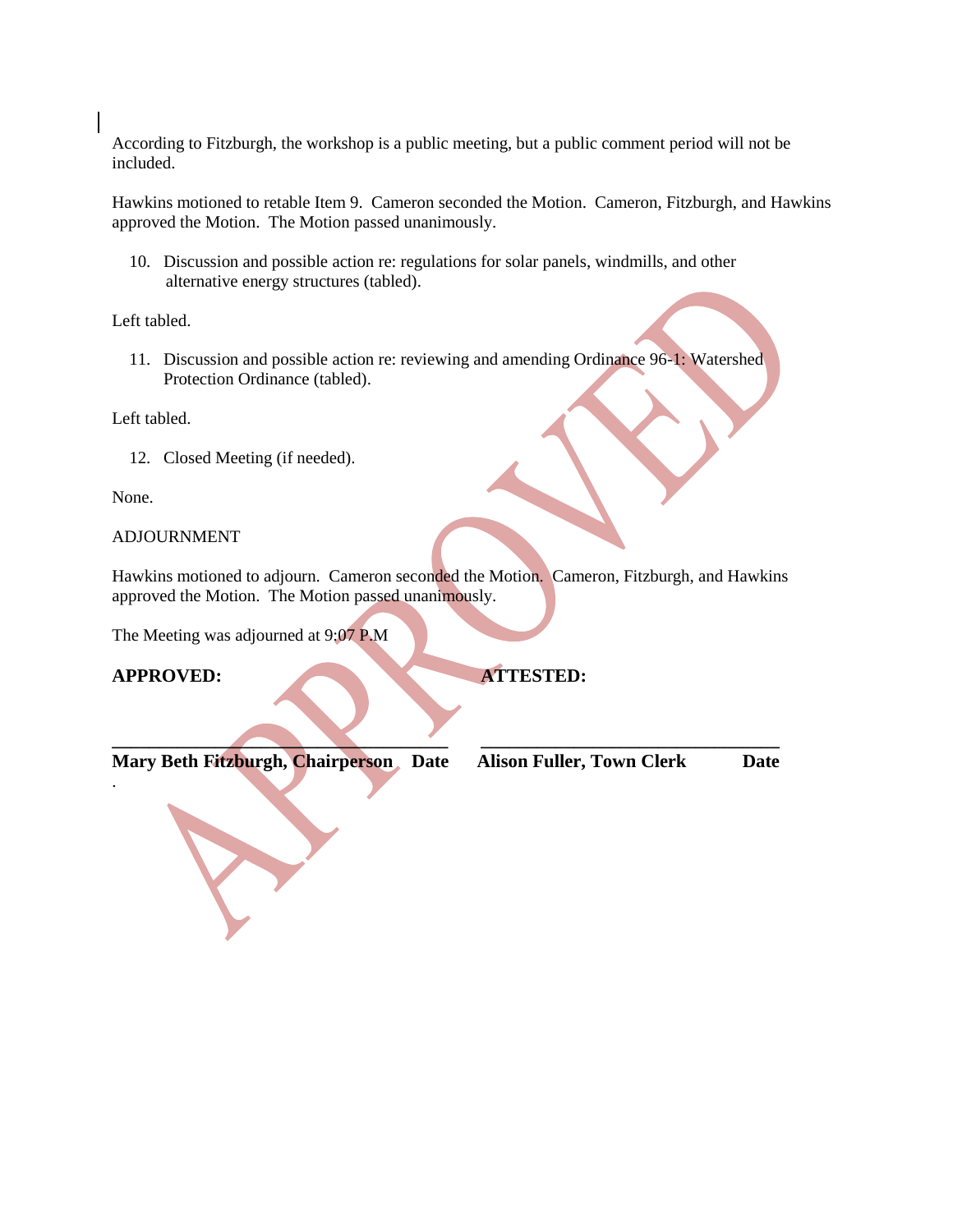According to Fitzburgh, the workshop is a public meeting, but a public comment period will not be included.

Hawkins motioned to retable Item 9. Cameron seconded the Motion. Cameron, Fitzburgh, and Hawkins approved the Motion. The Motion passed unanimously.

10. Discussion and possible action re: regulations for solar panels, windmills, and other alternative energy structures (tabled).

Left tabled.

11. Discussion and possible action re: reviewing and amending Ordinance 96-1: Watershed Protection Ordinance (tabled).

Left tabled.

12. Closed Meeting (if needed).

None.

ADJOURNMENT

Hawkins motioned to adjourn. Cameron seconded the Motion. Cameron, Fitzburgh, and Hawkins approved the Motion. The Motion passed unanimously.

The Meeting was adjourned at 9:07 P.M

**APPROVED:** **ATTESTED:**

\_\_\_\_\_\_\_\_\_\_\_\_\_\_\_\_\_\_\_\_\_\_\_\_\_\_\_\_\_\_\_\_\_\_\_\_ \_\_\_\_\_\_\_\_\_\_\_\_\_\_\_\_\_\_\_\_\_\_\_\_\_\_\_\_\_\_\_\_\_\_\_\_

**Mary Beth Fitzburgh, Chairperson Date** **Alison Fuller, Town Clerk Date**

APPROVED